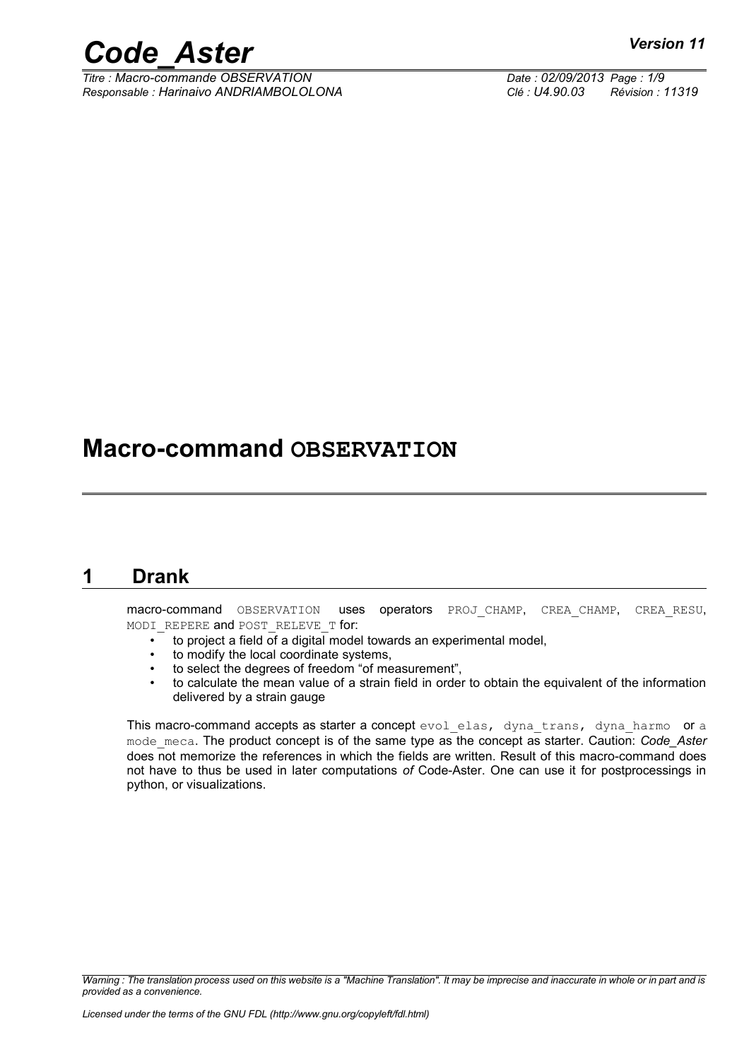# Macro-command OBSERVATION

## 1 Drank

macro-command OBSERVATION uses operators PROJ_CHAMP, CREA_CHAMP, CREA_RESU, MODI_REPERE and POST_RELEVE_T for:

- to project a field of a digital model towards an experimental model,
- to modify the local coordinate systems,
- to select the degrees of freedom "of measurement",
- to calculate the mean value of a strain field in order to obtain the equivalent of the information delivered by a strain gauge

This macro-command accepts as starter a concept evol_elas, dyna_trans, dyna_harmo or a mode_meca. The product concept is of the same type as the concept as starter. Caution: *Code_Aster* does not memorize the references in which the fields are written. Result of this macro-command does not have to thus be used in later computations *of* Code-Aster. One can use it for postprocessings in python, or visualizations.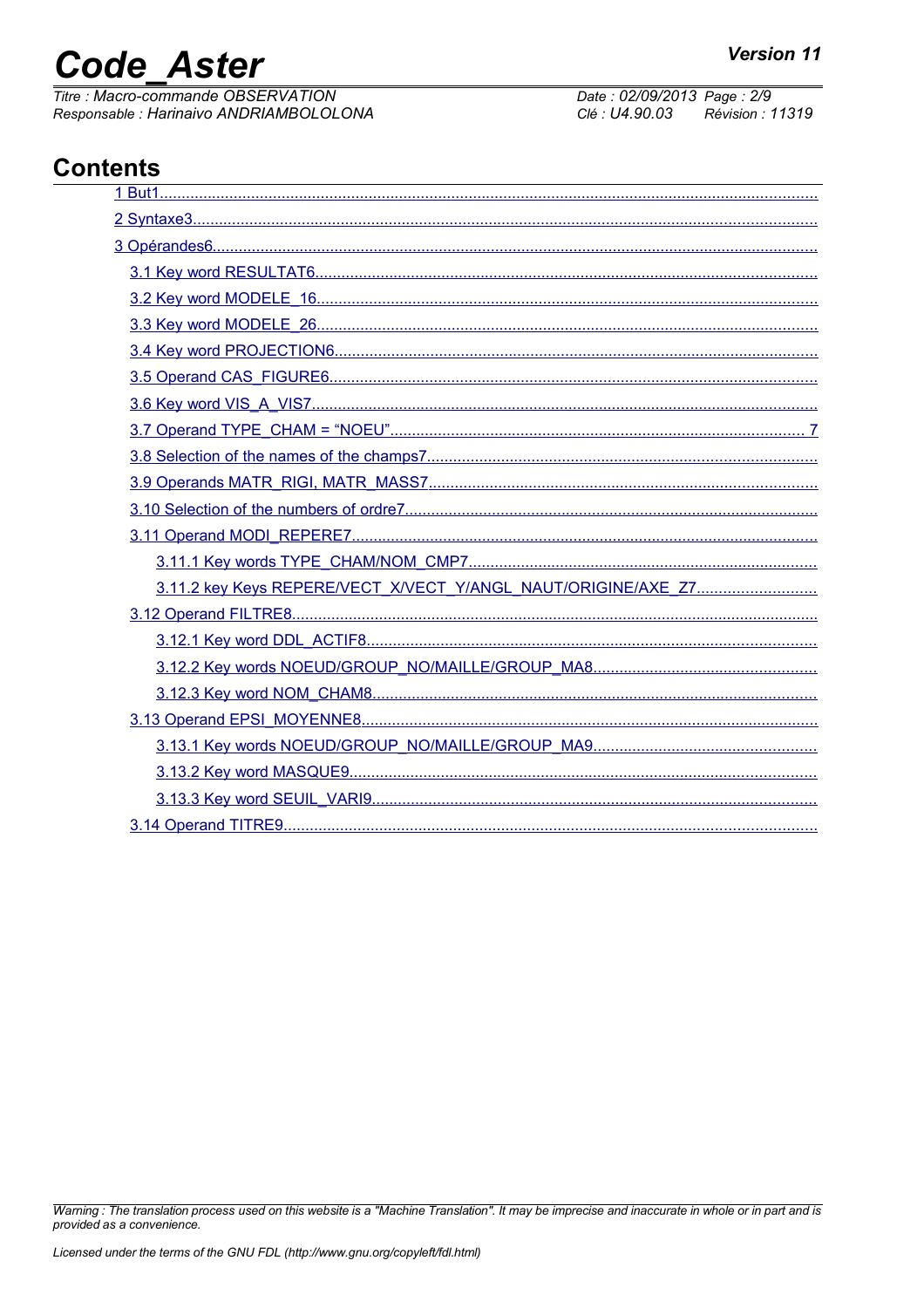## Contents

1 But1
2 Syntaxe3
3 Opérandes6
- 3.1 Key word RESULTAT6
- 3.2 Key word MODELE_16
- 3.3 Key word MODELE_26
- 3.4 Key word PROJECTION6
- 3.5 Operand CAS_FIGURE6
- 3.6 Key word VIS_A_VIS7
- 3.7 Operand TYPE_CHAM = "NOEU" 7
- 3.8 Selection of the names of the champs7
- 3.9 Operands MATR_RIGI, MATR_MASS7
- 3.10 Selection of the numbers of ordre7
- 3.11 Operand MODI_REPERE7
  - 3.11.1 Key words TYPE_CHAM/NOM_CMP7
  - 3.11.2 key Keys REPERE/VECT_X/VECT_Y/ANGL_NAUT/ORIGINE/AXE_Z7
- 3.12 Operand FILTRE8
  - 3.12.1 Key word DDL_ACTIF8
  - 3.12.2 Key words NOEUD/GROUP_NO/MAILLE/GROUP_MA8
  - 3.12.3 Key word NOM_CHAM8
- 3.13 Operand EPSI_MOYENNE8
  - 3.13.1 Key words NOEUD/GROUP_NO/MAILLE/GROUP_MA9
  - 3.13.2 Key word MASQUE9
  - 3.13.3 Key word SEUIL_VARI9
- 3.14 Operand TITRE9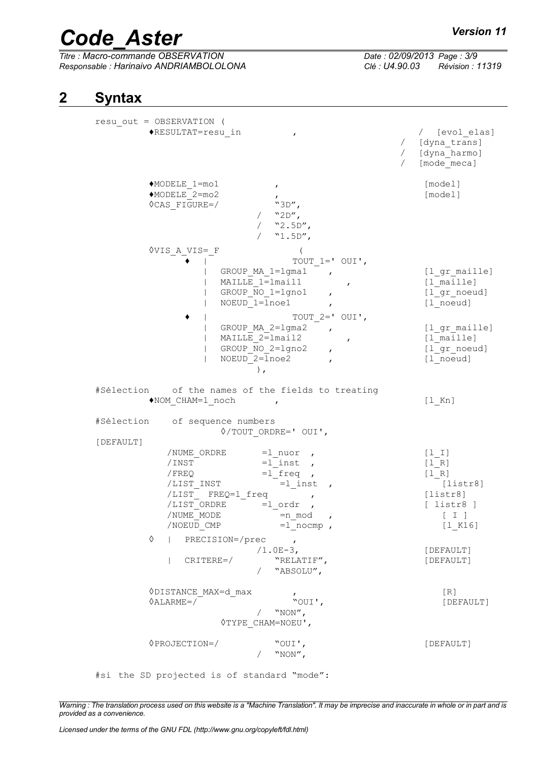## 2 Syntax

```
resu_out = OBSERVATION (
        ♦RESULTAT=resu_in          ,                          /  [evol_elas]
                                                          /  [dyna_trans]
                                                          /  [dyna_harmo]
                                                          /  [mode_meca]

        ♦MODELE_1=mo1              ,                         [model]
        ♦MODELE_2=mo2              ,                         [model]
        ◊CAS_FIGURE=/              "3D",
                               /   "2D",
                               /   "2.5D",
                               /   "1.5D",

        ◊VIS_A_VIS=_F               (
              ♦   |                TOUT_1=' OUI',
                  |  GROUP_MA_1=lgma1     ,                  [l_gr_maille]
                  |  MAILLE_1=lmail1           ,             [l_maille]
                  |  GROUP_NO_1=lgno1     ,                  [l_gr_noeud]
                  |  NOEUD_1=lnoe1        ,                  [l_noeud]
              ♦   |                TOUT_2=' OUI',
                  |  GROUP_MA_2=lgma2     ,                  [l_gr_maille]
                  |  MAILLE_2=lmail2           ,             [l_maille]
                  |  GROUP_NO_2=lgno2     ,                  [l_gr_noeud]
                  |  NOEUD_2=lnoe2        ,                  [l_noeud]
                               ),

#Sélection    of the names of the fields to treating
        ♦NOM_CHAM=l_noch          ,                          [l_Kn]

#Sélection    of sequence numbers
                    ◊/TOUT_ORDRE=' OUI',
[DEFAULT]
            /NUME_ORDRE       =l_nuor  ,                     [l_I]
            /INST             =l_inst  ,                     [l_R]
            /FREQ             =l_freq  ,                     [l_R]
            /LIST_INST           =l_inst  ,                    [listr8]
            /LIST_  FREQ=l_freq           ,                  [listr8]
            /LIST_ORDRE       =l_ordr  ,                     [ listr8 ]
            /NUME_MODE           =n_mod   ,                    [ I ]
            /NOEUD_CMP           =l_nocmp ,                    [l_K16]

        ◊   |  PRECISION=/prec      ,
                          /1.0E-3,                           [DEFAULT]
            |  CRITERE=/          "RELATIF",                 [DEFAULT]
                               /  "ABSOLU",

        ◊DISTANCE_MAX=d_max         ,                          [R]
        ◊ALARME=/                   "OUI',                     [DEFAULT]
                               /  "NON",
                    ◊TYPE_CHAM=NOEU',

        ◊PROJECTION=/             "OUI',                     [DEFAULT]
                               /  "NON",

#si the SD projected is of standard "mode":
```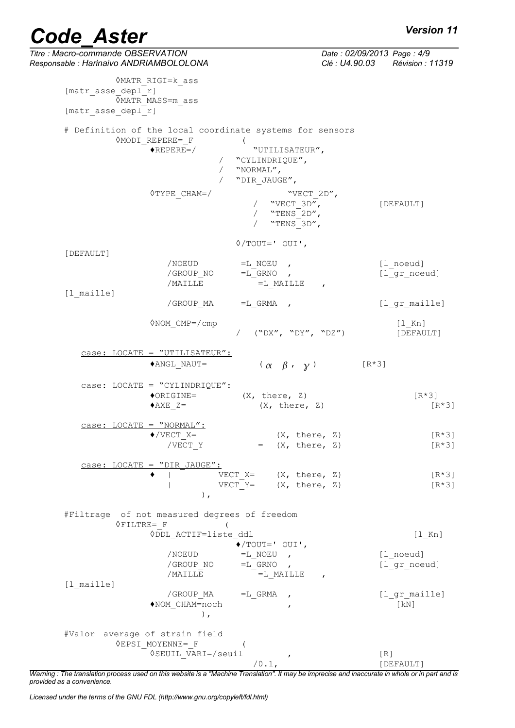```
◊MATR_RIGI=k_ass                                              [matr_asse_depl_r]
◊MATR_MASS=m_ass                                              [matr_asse_depl_r]

# Definition of the local coordinate systems for sensors
◊MODI_REPERE=_F           (
      ♦REPERE=/              "UTILISATEUR",
                      /   "CYLINDRIQUE",
                      /   "NORMAL",
                      /   "DIR_JAUGE",

      ◊TYPE_CHAM=/                "VECT_2D",
                         /   "VECT_3D",              [DEFAULT]
                         /   "TENS_2D",
                         /   "TENS_3D",

                      ◊/TOUT=' OUI',                         [DEFAULT]
         /NOEUD          =L_NOEU  ,                    [l_noeud]
         /GROUP_NO       =L_GRNO  ,                    [l_gr_noeud]
         /MAILLE            =L_MAILLE    ,             [l_maille]
         /GROUP_MA       =L_GRMA  ,                    [l_gr_maille]

      ◊NOM_CMP=/cmp                                           [l_Kn]
                         /   ("DX", "DY", "DZ")          [DEFAULT]

   case: LOCATE = "UTILISATEUR":
      ♦ANGL_NAUT=          (α  β ,  γ)        [R*3]

   case: LOCATE = "CYLINDRIQUE":
      ♦ORIGINE=        (X, there, Z)                          [R*3]
      ♦AXE_Z=             (X, there, Z)                          [R*3]

   case: LOCATE = "NORMAL":
      ♦/VECT_X=              (X, there, Z)                    [R*3]
         /VECT_Y          =  (X, there, Z)                    [R*3]

   case: LOCATE = "DIR_JAUGE":
      ♦  |          VECT_X=     (X, there, Z)                 [R*3]
         |          VECT_Y=     (X, there, Z)                 [R*3]
                 ),

#Filtrage  of not measured degrees of freedom
◊FILTRE=_F           (
      ◊DDL_ACTIF=liste_ddl                                     [l_Kn]
                      ♦/TOUT=' OUI',
         /NOEUD          =L_NOEU  ,                    [l_noeud]
         /GROUP_NO       =L_GRNO  ,                    [l_gr_noeud]
         /MAILLE            =L_MAILLE    ,             [l_maille]
         /GROUP_MA       =L_GRMA  ,                    [l_gr_maille]
      ♦NOM_CHAM=noch                ,                      [kN]
                 ),

#Valor  average of strain field
◊EPSI_MOYENNE=_F        (
      ◊SEUIL_VARI=/seuil          ,                  [R]
                       /0.1,                         [DEFAULT]
```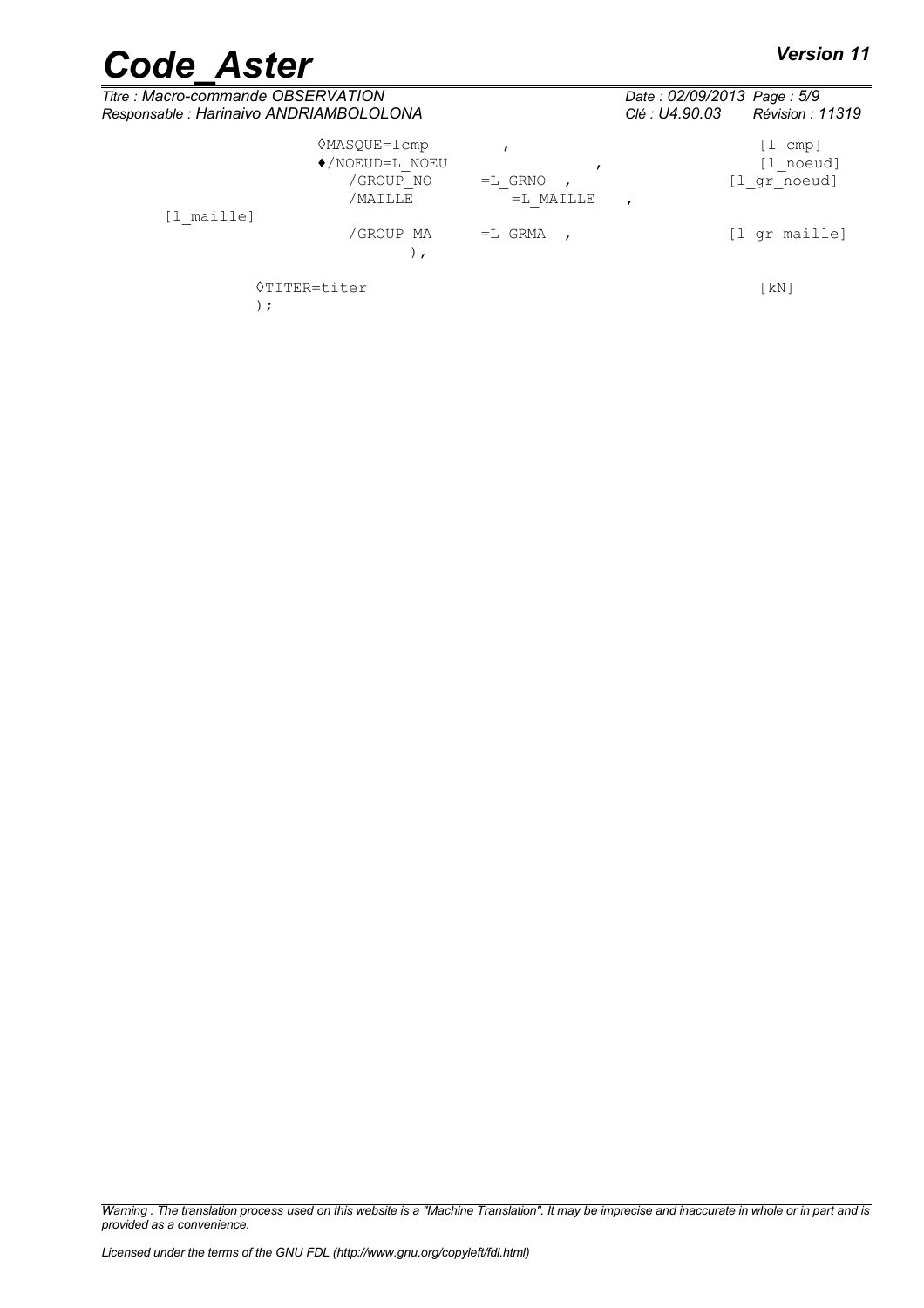```
            ◊MASQUE=lcmp           ,                          [l_cmp]
            ♦/NOEUD=L_NOEU              ,                     [l_noeud]
                /GROUP_NO     =L_GRNO  ,                      [l_gr_noeud]
                /MAILLE         =L_MAILLE    ,                [l_maille]
                /GROUP_MA     =L_GRMA  ,                      [l_gr_maille]
                    ),

        ◊TITER=titer                                          [kN]
        );
```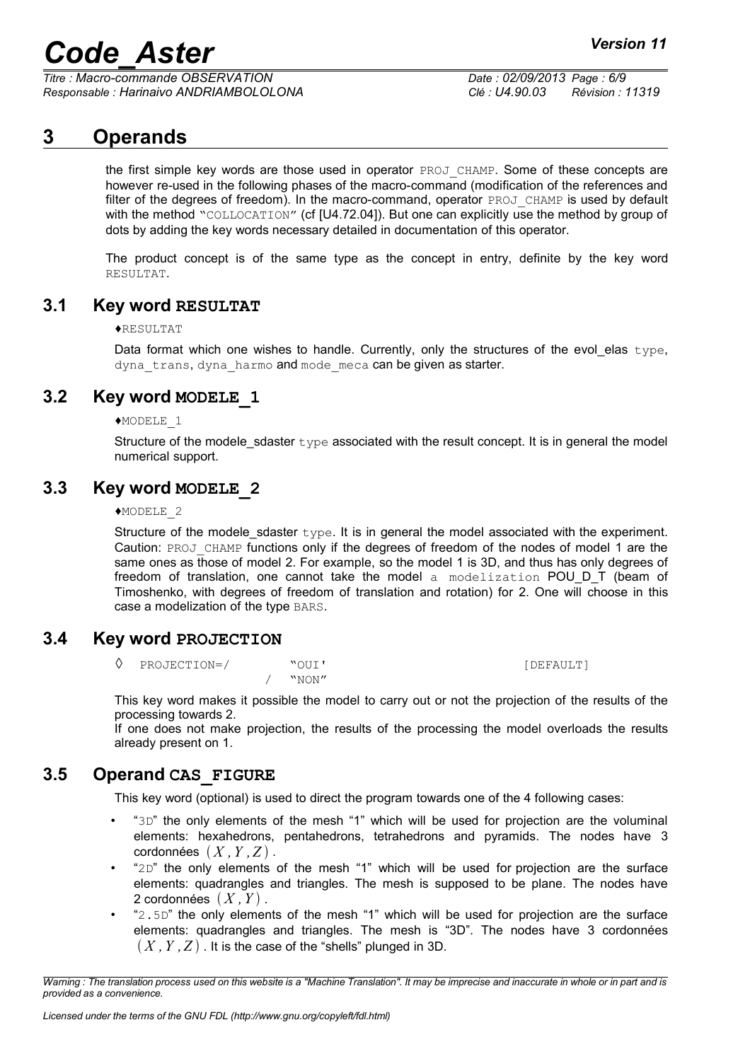# 3 Operands

the first simple key words are those used in operator PROJ_CHAMP. Some of these concepts are however re-used in the following phases of the macro-command (modification of the references and filter of the degrees of freedom). In the macro-command, operator PROJ_CHAMP is used by default with the method "COLLOCATION" (cf [U4.72.04]). But one can explicitly use the method by group of dots by adding the key words necessary detailed in documentation of this operator.

The product concept is of the same type as the concept in entry, definite by the key word RESULTAT.

## 3.1 Key word RESULTAT

♦RESULTAT

Data format which one wishes to handle. Currently, only the structures of the evol_elas type, dyna_trans, dyna_harmo and mode_meca can be given as starter.

## 3.2 Key word MODELE_1

♦MODELE_1

Structure of the modele_sdaster type associated with the result concept. It is in general the model numerical support.

## 3.3 Key word MODELE_2

♦MODELE_2

Structure of the modele_sdaster type. It is in general the model associated with the experiment. Caution: PROJ_CHAMP functions only if the degrees of freedom of the nodes of model 1 are the same ones as those of model 2. For example, so the model 1 is 3D, and thus has only degrees of freedom of translation, one cannot take the model a modelization POU_D_T (beam of Timoshenko, with degrees of freedom of translation and rotation) for 2. One will choose in this case a modelization of the type BARS.

## 3.4 Key word PROJECTION

```
◊  PROJECTION=/     "OUI'                    [DEFAULT]
               /    "NON"
```

This key word makes it possible the model to carry out or not the projection of the results of the processing towards 2.
If one does not make projection, the results of the processing the model overloads the results already present on 1.

## 3.5 Operand CAS_FIGURE

This key word (optional) is used to direct the program towards one of the 4 following cases:

- "3D" the only elements of the mesh "1" which will be used for projection are the voluminal elements: hexahedrons, pentahedrons, tetrahedrons and pyramids. The nodes have 3 cordonnées $(X, Y, Z)$.
- "2D" the only elements of the mesh "1" which will be used for projection are the surface elements: quadrangles and triangles. The mesh is supposed to be plane. The nodes have 2 cordonnées $(X, Y)$.
- "2.5D" the only elements of the mesh "1" which will be used for projection are the surface elements: quadrangles and triangles. The mesh is "3D". The nodes have 3 cordonnées $(X, Y, Z)$. It is the case of the "shells" plunged in 3D.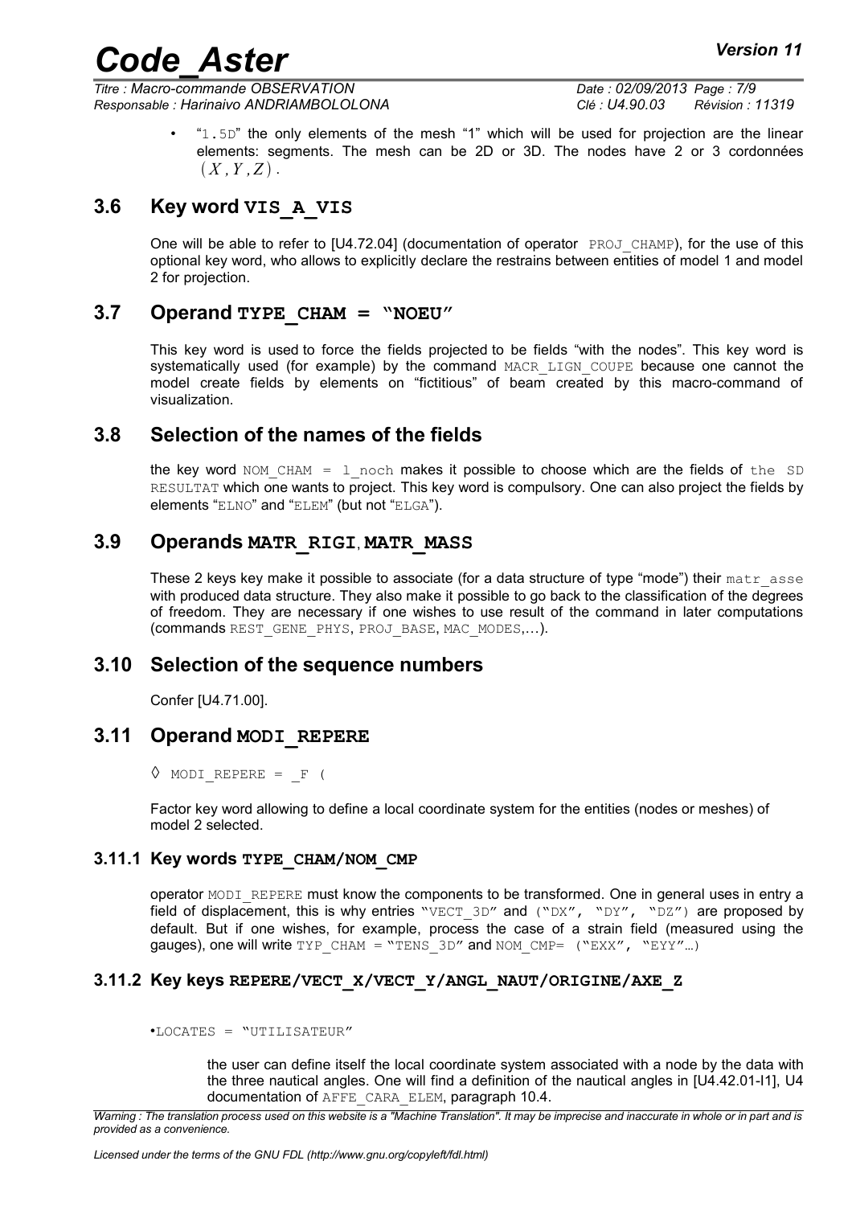- "1.5D" the only elements of the mesh "1" which will be used for projection are the linear elements: segments. The mesh can be 2D or 3D. The nodes have 2 or 3 cordonnées $(X, Y, Z)$.

## 3.6 Key word VIS_A_VIS

One will be able to refer to [U4.72.04] (documentation of operator PROJ_CHAMP), for the use of this optional key word, who allows to explicitly declare the restrains between entities of model 1 and model 2 for projection.

## 3.7 Operand TYPE_CHAM = "NOEU"

This key word is used to force the fields projected to be fields "with the nodes". This key word is systematically used (for example) by the command MACR_LIGN_COUPE because one cannot the model create fields by elements on "fictitious" of beam created by this macro-command of visualization.

## 3.8 Selection of the names of the fields

the key word NOM_CHAM = l_noch makes it possible to choose which are the fields of the SD RESULTAT which one wants to project. This key word is compulsory. One can also project the fields by elements "ELNO" and "ELEM" (but not "ELGA").

## 3.9 Operands MATR_RIGI, MATR_MASS

These 2 keys key make it possible to associate (for a data structure of type "mode") their matr_asse with produced data structure. They also make it possible to go back to the classification of the degrees of freedom. They are necessary if one wishes to use result of the command in later computations (commands REST_GENE_PHYS, PROJ_BASE, MAC_MODES,…).

## 3.10 Selection of the sequence numbers

Confer [U4.71.00].

## 3.11 Operand MODI_REPERE

◊ MODI_REPERE = _F (

Factor key word allowing to define a local coordinate system for the entities (nodes or meshes) of model 2 selected.

### 3.11.1 Key words TYPE_CHAM/NOM_CMP

operator MODI_REPERE must know the components to be transformed. One in general uses in entry a field of displacement, this is why entries "VECT_3D" and ("DX", "DY", "DZ") are proposed by default. But if one wishes, for example, process the case of a strain field (measured using the gauges), one will write TYP_CHAM = "TENS_3D" and NOM_CMP= ("EXX", "EYY"…)

### 3.11.2 Key keys REPERE/VECT_X/VECT_Y/ANGL_NAUT/ORIGINE/AXE_Z

- LOCATES = "UTILISATEUR"

  the user can define itself the local coordinate system associated with a node by the data with the three nautical angles. One will find a definition of the nautical angles in [U4.42.01-I1], U4 documentation of AFFE_CARA_ELEM, paragraph 10.4.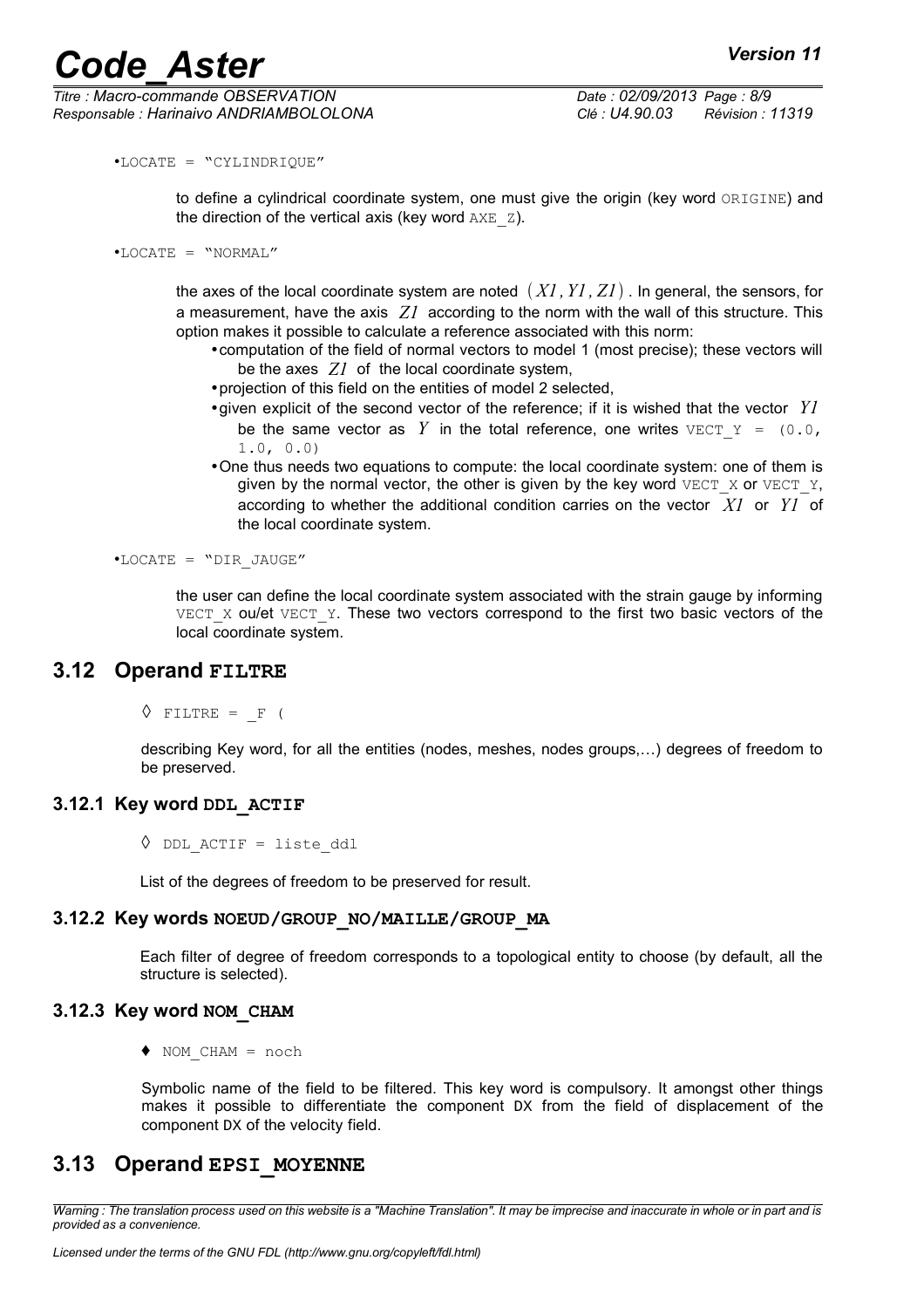•LOCATE = "CYLINDRIQUE"

to define a cylindrical coordinate system, one must give the origin (key word ORIGINE) and the direction of the vertical axis (key word AXE_Z).

•LOCATE = "NORMAL"

the axes of the local coordinate system are noted $(X1, Y1, Z1)$. In general, the sensors, for a measurement, have the axis $Z1$ according to the norm with the wall of this structure. This option makes it possible to calculate a reference associated with this norm:

- computation of the field of normal vectors to model 1 (most precise); these vectors will be the axes $Z1$ of the local coordinate system,
- projection of this field on the entities of model 2 selected,
- given explicit of the second vector of the reference; if it is wished that the vector $Y1$ be the same vector as $Y$ in the total reference, one writes VECT_Y = (0.0, 1.0, 0.0)
- One thus needs two equations to compute: the local coordinate system: one of them is given by the normal vector, the other is given by the key word VECT_X or VECT_Y, according to whether the additional condition carries on the vector $X1$ or $Y1$ of the local coordinate system.

•LOCATE = "DIR_JAUGE"

the user can define the local coordinate system associated with the strain gauge by informing VECT_X ou/et VECT_Y. These two vectors correspond to the first two basic vectors of the local coordinate system.

## 3.12 Operand FILTRE

◊ FILTRE = _F (

describing Key word, for all the entities (nodes, meshes, nodes groups,…) degrees of freedom to be preserved.

### 3.12.1 Key word DDL_ACTIF

◊ DDL_ACTIF = liste_ddl

List of the degrees of freedom to be preserved for result.

### 3.12.2 Key words NOEUD/GROUP_NO/MAILLE/GROUP_MA

Each filter of degree of freedom corresponds to a topological entity to choose (by default, all the structure is selected).

### 3.12.3 Key word NOM_CHAM

♦ NOM_CHAM = noch

Symbolic name of the field to be filtered. This key word is compulsory. It amongst other things makes it possible to differentiate the component DX from the field of displacement of the component DX of the velocity field.

## 3.13 Operand EPSI_MOYENNE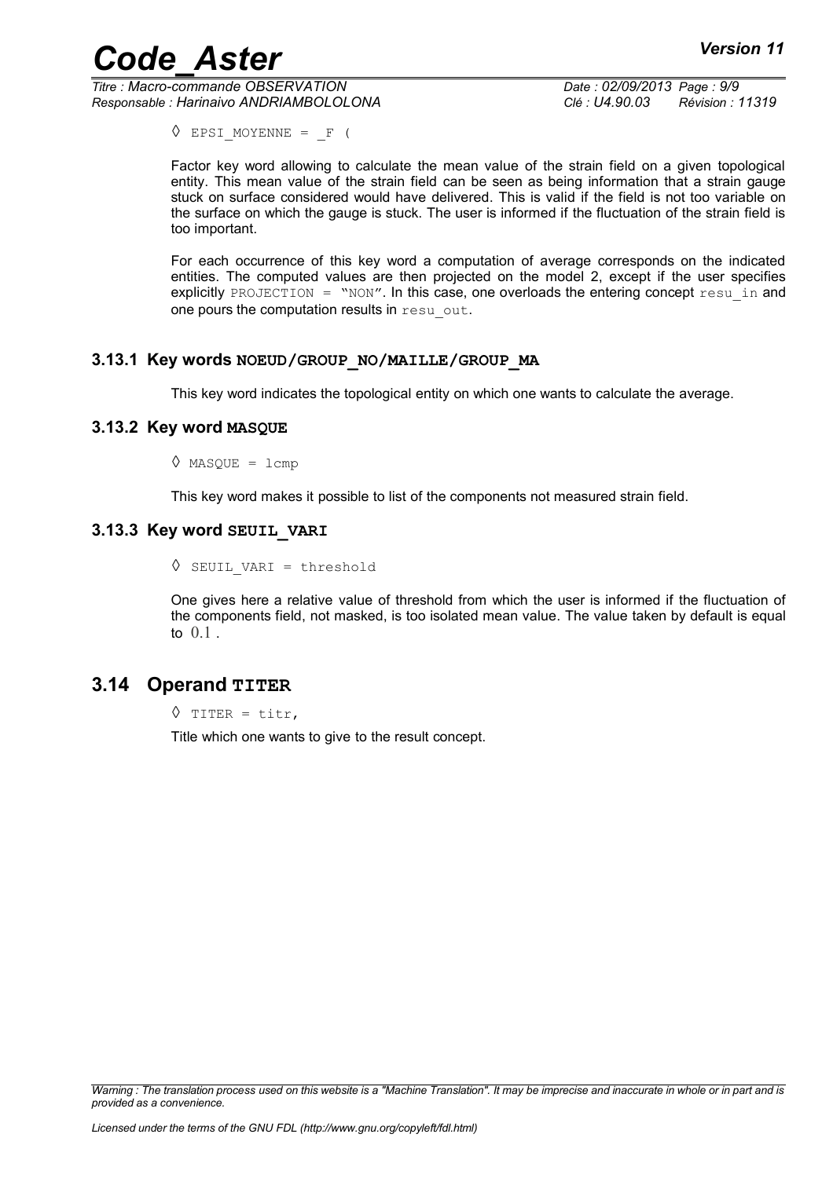◊ EPSI_MOYENNE = _F (

Factor key word allowing to calculate the mean value of the strain field on a given topological entity. This mean value of the strain field can be seen as being information that a strain gauge stuck on surface considered would have delivered. This is valid if the field is not too variable on the surface on which the gauge is stuck. The user is informed if the fluctuation of the strain field is too important.

For each occurrence of this key word a computation of average corresponds on the indicated entities. The computed values are then projected on the model 2, except if the user specifies explicitly PROJECTION = "NON". In this case, one overloads the entering concept resu_in and one pours the computation results in resu_out.

### 3.13.1 Key words NOEUD/GROUP_NO/MAILLE/GROUP_MA

This key word indicates the topological entity on which one wants to calculate the average.

### 3.13.2 Key word MASQUE

◊ MASQUE = lcmp

This key word makes it possible to list of the components not measured strain field.

### 3.13.3 Key word SEUIL_VARI

◊ SEUIL_VARI = threshold

One gives here a relative value of threshold from which the user is informed if the fluctuation of the components field, not masked, is too isolated mean value. The value taken by default is equal to $0.1$ .

## 3.14 Operand TITER

◊ TITER = titr,

Title which one wants to give to the result concept.